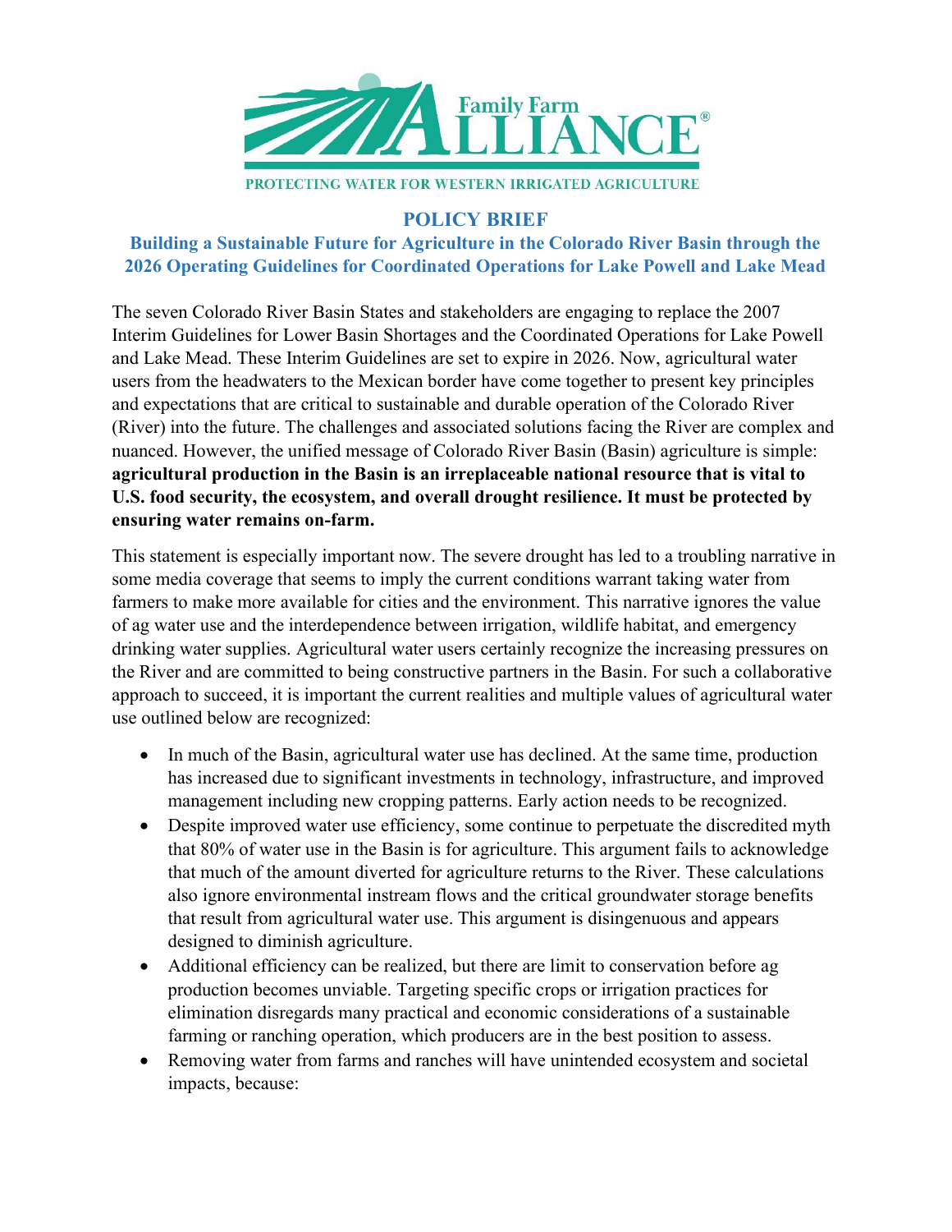Family Farm ALLIANCE®

PROTECTING WATER FOR WESTERN IRRIGATED AGRICULTURE

# POLICY BRIEF

## Building a Sustainable Future for Agriculture in the Colorado River Basin through the 2026 Operating Guidelines for Coordinated Operations for Lake Powell and Lake Mead

The seven Colorado River Basin States and stakeholders are engaging to replace the 2007 Interim Guidelines for Lower Basin Shortages and the Coordinated Operations for Lake Powell and Lake Mead. These Interim Guidelines are set to expire in 2026. Now, agricultural water users from the headwaters to the Mexican border have come together to present key principles and expectations that are critical to sustainable and durable operation of the Colorado River (River) into the future. The challenges and associated solutions facing the River are complex and nuanced. However, the unified message of Colorado River Basin (Basin) agriculture is simple: **agricultural production in the Basin is an irreplaceable national resource that is vital to U.S. food security, the ecosystem, and overall drought resilience. It must be protected by ensuring water remains on-farm.**

This statement is especially important now. The severe drought has led to a troubling narrative in some media coverage that seems to imply the current conditions warrant taking water from farmers to make more available for cities and the environment. This narrative ignores the value of ag water use and the interdependence between irrigation, wildlife habitat, and emergency drinking water supplies. Agricultural water users certainly recognize the increasing pressures on the River and are committed to being constructive partners in the Basin. For such a collaborative approach to succeed, it is important the current realities and multiple values of agricultural water use outlined below are recognized:

- In much of the Basin, agricultural water use has declined. At the same time, production has increased due to significant investments in technology, infrastructure, and improved management including new cropping patterns. Early action needs to be recognized.
- Despite improved water use efficiency, some continue to perpetuate the discredited myth that 80% of water use in the Basin is for agriculture. This argument fails to acknowledge that much of the amount diverted for agriculture returns to the River. These calculations also ignore environmental instream flows and the critical groundwater storage benefits that result from agricultural water use. This argument is disingenuous and appears designed to diminish agriculture.
- Additional efficiency can be realized, but there are limit to conservation before ag production becomes unviable. Targeting specific crops or irrigation practices for elimination disregards many practical and economic considerations of a sustainable farming or ranching operation, which producers are in the best position to assess.
- Removing water from farms and ranches will have unintended ecosystem and societal impacts, because: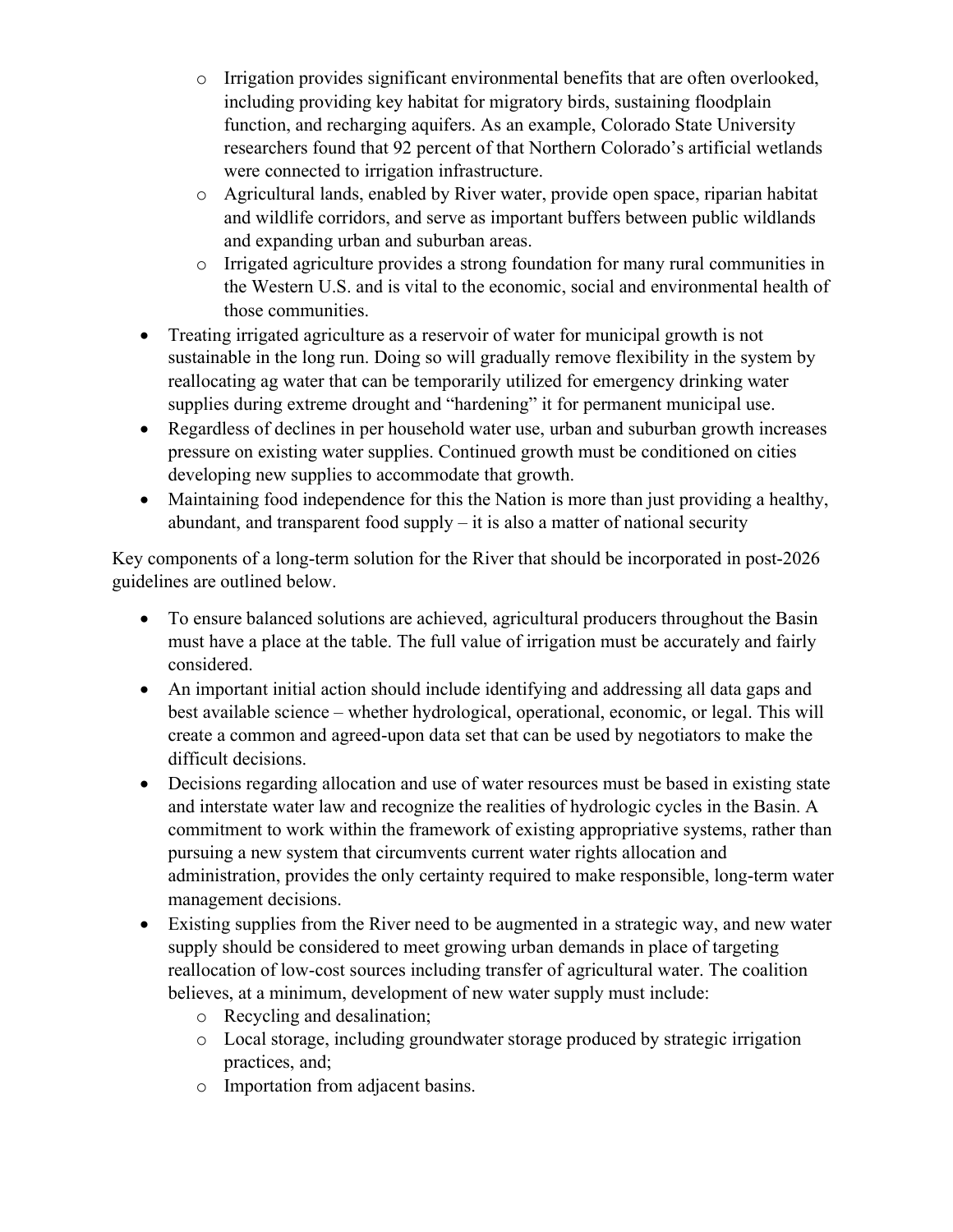- Irrigation provides significant environmental benefits that are often overlooked, including providing key habitat for migratory birds, sustaining floodplain function, and recharging aquifers. As an example, Colorado State University researchers found that 92 percent of that Northern Colorado's artificial wetlands were connected to irrigation infrastructure.
  - Agricultural lands, enabled by River water, provide open space, riparian habitat and wildlife corridors, and serve as important buffers between public wildlands and expanding urban and suburban areas.
  - Irrigated agriculture provides a strong foundation for many rural communities in the Western U.S. and is vital to the economic, social and environmental health of those communities.
- Treating irrigated agriculture as a reservoir of water for municipal growth is not sustainable in the long run. Doing so will gradually remove flexibility in the system by reallocating ag water that can be temporarily utilized for emergency drinking water supplies during extreme drought and "hardening" it for permanent municipal use.
- Regardless of declines in per household water use, urban and suburban growth increases pressure on existing water supplies. Continued growth must be conditioned on cities developing new supplies to accommodate that growth.
- Maintaining food independence for this the Nation is more than just providing a healthy, abundant, and transparent food supply – it is also a matter of national security

Key components of a long-term solution for the River that should be incorporated in post-2026 guidelines are outlined below.

- To ensure balanced solutions are achieved, agricultural producers throughout the Basin must have a place at the table. The full value of irrigation must be accurately and fairly considered.
- An important initial action should include identifying and addressing all data gaps and best available science – whether hydrological, operational, economic, or legal. This will create a common and agreed-upon data set that can be used by negotiators to make the difficult decisions.
- Decisions regarding allocation and use of water resources must be based in existing state and interstate water law and recognize the realities of hydrologic cycles in the Basin. A commitment to work within the framework of existing appropriative systems, rather than pursuing a new system that circumvents current water rights allocation and administration, provides the only certainty required to make responsible, long-term water management decisions.
- Existing supplies from the River need to be augmented in a strategic way, and new water supply should be considered to meet growing urban demands in place of targeting reallocation of low-cost sources including transfer of agricultural water. The coalition believes, at a minimum, development of new water supply must include:
  - Recycling and desalination;
  - Local storage, including groundwater storage produced by strategic irrigation practices, and;
  - Importation from adjacent basins.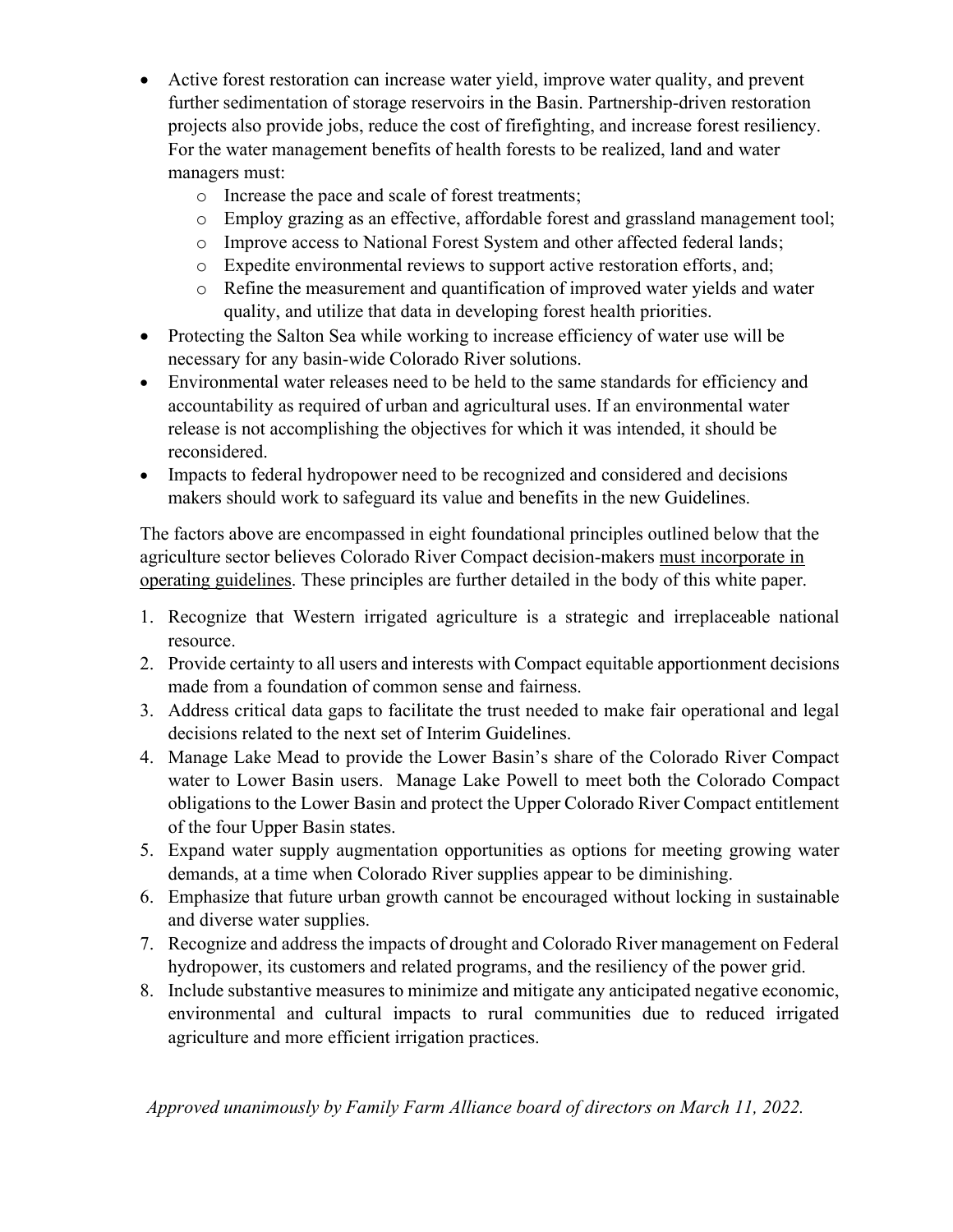- Active forest restoration can increase water yield, improve water quality, and prevent further sedimentation of storage reservoirs in the Basin. Partnership-driven restoration projects also provide jobs, reduce the cost of firefighting, and increase forest resiliency. For the water management benefits of health forests to be realized, land and water managers must:
    - Increase the pace and scale of forest treatments;
    - Employ grazing as an effective, affordable forest and grassland management tool;
    - Improve access to National Forest System and other affected federal lands;
    - Expedite environmental reviews to support active restoration efforts, and;
    - Refine the measurement and quantification of improved water yields and water quality, and utilize that data in developing forest health priorities.
- Protecting the Salton Sea while working to increase efficiency of water use will be necessary for any basin-wide Colorado River solutions.
- Environmental water releases need to be held to the same standards for efficiency and accountability as required of urban and agricultural uses. If an environmental water release is not accomplishing the objectives for which it was intended, it should be reconsidered.
- Impacts to federal hydropower need to be recognized and considered and decisions makers should work to safeguard its value and benefits in the new Guidelines.

The factors above are encompassed in eight foundational principles outlined below that the agriculture sector believes Colorado River Compact decision-makers <u>must incorporate in operating guidelines</u>. These principles are further detailed in the body of this white paper.

1. Recognize that Western irrigated agriculture is a strategic and irreplaceable national resource.
2. Provide certainty to all users and interests with Compact equitable apportionment decisions made from a foundation of common sense and fairness.
3. Address critical data gaps to facilitate the trust needed to make fair operational and legal decisions related to the next set of Interim Guidelines.
4. Manage Lake Mead to provide the Lower Basin's share of the Colorado River Compact water to Lower Basin users. Manage Lake Powell to meet both the Colorado Compact obligations to the Lower Basin and protect the Upper Colorado River Compact entitlement of the four Upper Basin states.
5. Expand water supply augmentation opportunities as options for meeting growing water demands, at a time when Colorado River supplies appear to be diminishing.
6. Emphasize that future urban growth cannot be encouraged without locking in sustainable and diverse water supplies.
7. Recognize and address the impacts of drought and Colorado River management on Federal hydropower, its customers and related programs, and the resiliency of the power grid.
8. Include substantive measures to minimize and mitigate any anticipated negative economic, environmental and cultural impacts to rural communities due to reduced irrigated agriculture and more efficient irrigation practices.

*Approved unanimously by Family Farm Alliance board of directors on March 11, 2022.*